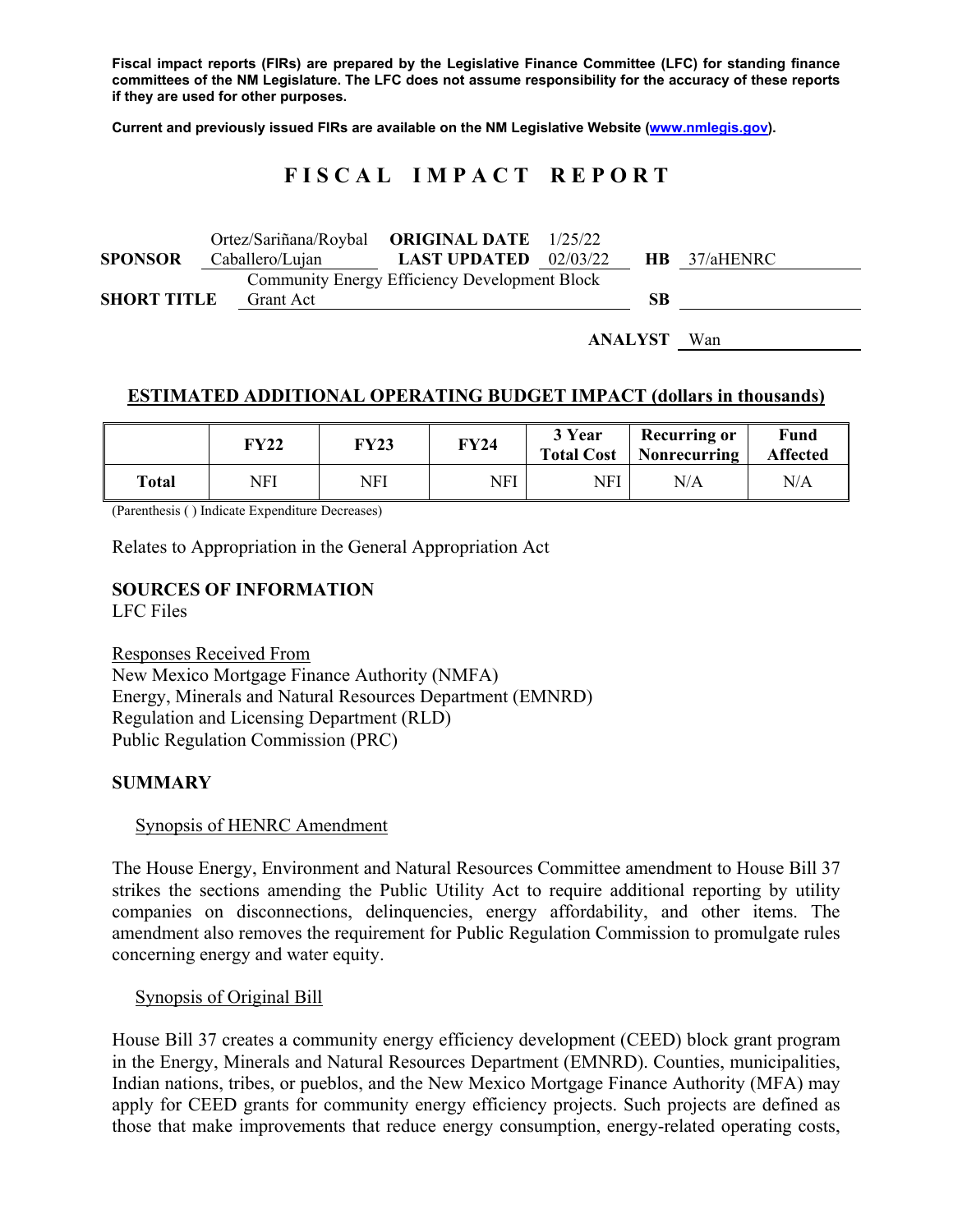**Fiscal impact reports (FIRs) are prepared by the Legislative Finance Committee (LFC) for standing finance committees of the NM Legislature. The LFC does not assume responsibility for the accuracy of these reports if they are used for other purposes.**

**Current and previously issued FIRs are available on the NM Legislative Website (www.nmlegis.gov).**

# FISCAL IMPACT REPORT

| | | | | | |
|---|---|---|---|---|---|
| **SPONSOR** | Ortez/Sariñana/Roybal Caballero/Lujan | **ORIGINAL DATE** | 1/25/22 | **HB** | 37/aHENRC |
| | | **LAST UPDATED** | 02/03/22 | | |
| **SHORT TITLE** | Community Energy Efficiency Development Block Grant Act | | | **SB** | |

**ANALYST** Wan

## ESTIMATED ADDITIONAL OPERATING BUDGET IMPACT (dollars in thousands)

| | FY22 | FY23 | FY24 | 3 Year Total Cost | Recurring or Nonrecurring | Fund Affected |
|---|---|---|---|---|---|---|
| **Total** | NFI | NFI | NFI | NFI | N/A | N/A |

(Parenthesis ( ) Indicate Expenditure Decreases)

Relates to Appropriation in the General Appropriation Act

**SOURCES OF INFORMATION**
LFC Files

Responses Received From
New Mexico Mortgage Finance Authority (NMFA)
Energy, Minerals and Natural Resources Department (EMNRD)
Regulation and Licensing Department (RLD)
Public Regulation Commission (PRC)

**SUMMARY**

Synopsis of HENRC Amendment

The House Energy, Environment and Natural Resources Committee amendment to House Bill 37 strikes the sections amending the Public Utility Act to require additional reporting by utility companies on disconnections, delinquencies, energy affordability, and other items. The amendment also removes the requirement for Public Regulation Commission to promulgate rules concerning energy and water equity.

Synopsis of Original Bill

House Bill 37 creates a community energy efficiency development (CEED) block grant program in the Energy, Minerals and Natural Resources Department (EMNRD). Counties, municipalities, Indian nations, tribes, or pueblos, and the New Mexico Mortgage Finance Authority (MFA) may apply for CEED grants for community energy efficiency projects. Such projects are defined as those that make improvements that reduce energy consumption, energy-related operating costs,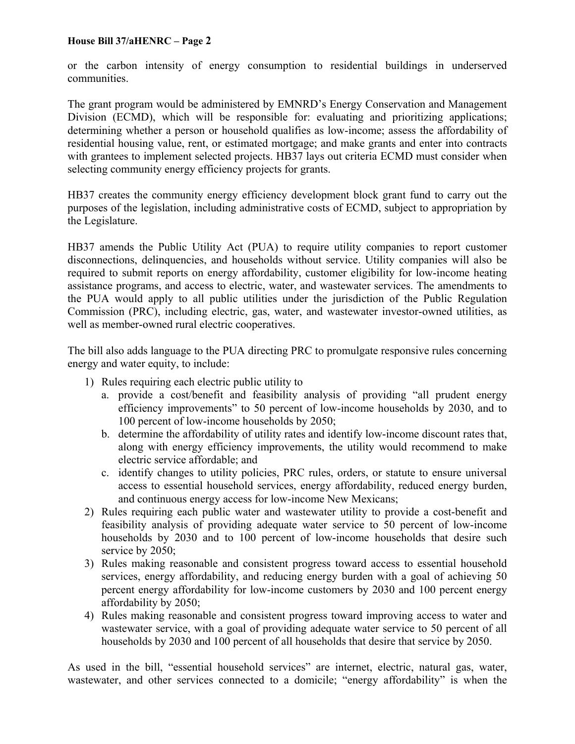or the carbon intensity of energy consumption to residential buildings in underserved communities.

The grant program would be administered by EMNRD's Energy Conservation and Management Division (ECMD), which will be responsible for: evaluating and prioritizing applications; determining whether a person or household qualifies as low-income; assess the affordability of residential housing value, rent, or estimated mortgage; and make grants and enter into contracts with grantees to implement selected projects. HB37 lays out criteria ECMD must consider when selecting community energy efficiency projects for grants.

HB37 creates the community energy efficiency development block grant fund to carry out the purposes of the legislation, including administrative costs of ECMD, subject to appropriation by the Legislature.

HB37 amends the Public Utility Act (PUA) to require utility companies to report customer disconnections, delinquencies, and households without service. Utility companies will also be required to submit reports on energy affordability, customer eligibility for low-income heating assistance programs, and access to electric, water, and wastewater services. The amendments to the PUA would apply to all public utilities under the jurisdiction of the Public Regulation Commission (PRC), including electric, gas, water, and wastewater investor-owned utilities, as well as member-owned rural electric cooperatives.

The bill also adds language to the PUA directing PRC to promulgate responsive rules concerning energy and water equity, to include:

1) Rules requiring each electric public utility to
   a. provide a cost/benefit and feasibility analysis of providing "all prudent energy efficiency improvements" to 50 percent of low-income households by 2030, and to 100 percent of low-income households by 2050;
   b. determine the affordability of utility rates and identify low-income discount rates that, along with energy efficiency improvements, the utility would recommend to make electric service affordable; and
   c. identify changes to utility policies, PRC rules, orders, or statute to ensure universal access to essential household services, energy affordability, reduced energy burden, and continuous energy access for low-income New Mexicans;
2) Rules requiring each public water and wastewater utility to provide a cost-benefit and feasibility analysis of providing adequate water service to 50 percent of low-income households by 2030 and to 100 percent of low-income households that desire such service by 2050;
3) Rules making reasonable and consistent progress toward access to essential household services, energy affordability, and reducing energy burden with a goal of achieving 50 percent energy affordability for low-income customers by 2030 and 100 percent energy affordability by 2050;
4) Rules making reasonable and consistent progress toward improving access to water and wastewater service, with a goal of providing adequate water service to 50 percent of all households by 2030 and 100 percent of all households that desire that service by 2050.

As used in the bill, "essential household services" are internet, electric, natural gas, water, wastewater, and other services connected to a domicile; "energy affordability" is when the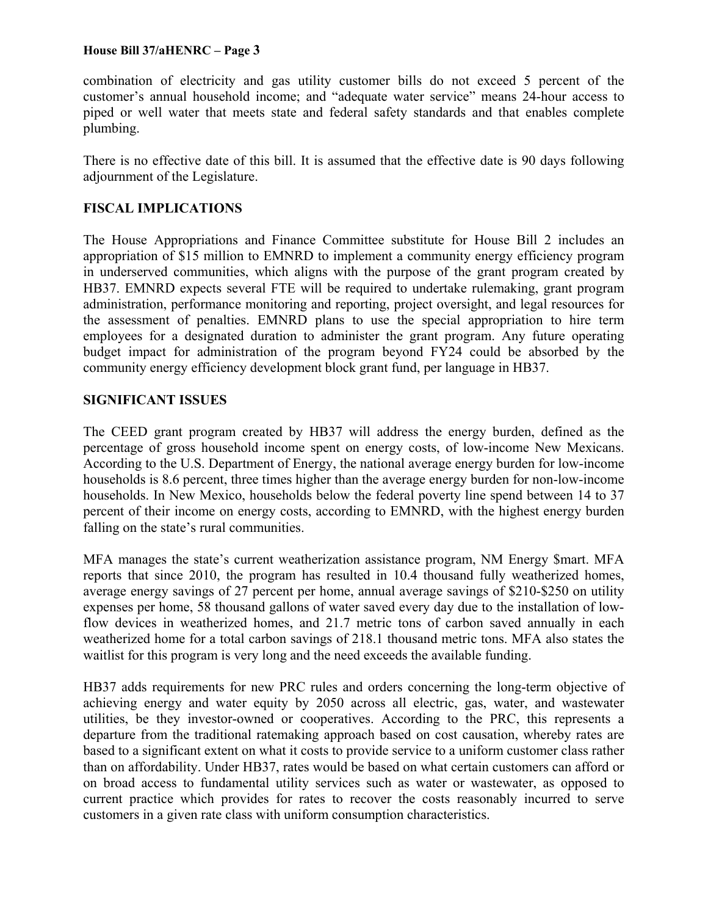combination of electricity and gas utility customer bills do not exceed 5 percent of the customer's annual household income; and "adequate water service" means 24-hour access to piped or well water that meets state and federal safety standards and that enables complete plumbing.

There is no effective date of this bill. It is assumed that the effective date is 90 days following adjournment of the Legislature.

## FISCAL IMPLICATIONS

The House Appropriations and Finance Committee substitute for House Bill 2 includes an appropriation of $15 million to EMNRD to implement a community energy efficiency program in underserved communities, which aligns with the purpose of the grant program created by HB37. EMNRD expects several FTE will be required to undertake rulemaking, grant program administration, performance monitoring and reporting, project oversight, and legal resources for the assessment of penalties. EMNRD plans to use the special appropriation to hire term employees for a designated duration to administer the grant program. Any future operating budget impact for administration of the program beyond FY24 could be absorbed by the community energy efficiency development block grant fund, per language in HB37.

## SIGNIFICANT ISSUES

The CEED grant program created by HB37 will address the energy burden, defined as the percentage of gross household income spent on energy costs, of low-income New Mexicans. According to the U.S. Department of Energy, the national average energy burden for low-income households is 8.6 percent, three times higher than the average energy burden for non-low-income households. In New Mexico, households below the federal poverty line spend between 14 to 37 percent of their income on energy costs, according to EMNRD, with the highest energy burden falling on the state's rural communities.

MFA manages the state's current weatherization assistance program, NM Energy $mart. MFA reports that since 2010, the program has resulted in 10.4 thousand fully weatherized homes, average energy savings of 27 percent per home, annual average savings of $210-$250 on utility expenses per home, 58 thousand gallons of water saved every day due to the installation of low-flow devices in weatherized homes, and 21.7 metric tons of carbon saved annually in each weatherized home for a total carbon savings of 218.1 thousand metric tons. MFA also states the waitlist for this program is very long and the need exceeds the available funding.

HB37 adds requirements for new PRC rules and orders concerning the long-term objective of achieving energy and water equity by 2050 across all electric, gas, water, and wastewater utilities, be they investor-owned or cooperatives. According to the PRC, this represents a departure from the traditional ratemaking approach based on cost causation, whereby rates are based to a significant extent on what it costs to provide service to a uniform customer class rather than on affordability. Under HB37, rates would be based on what certain customers can afford or on broad access to fundamental utility services such as water or wastewater, as opposed to current practice which provides for rates to recover the costs reasonably incurred to serve customers in a given rate class with uniform consumption characteristics.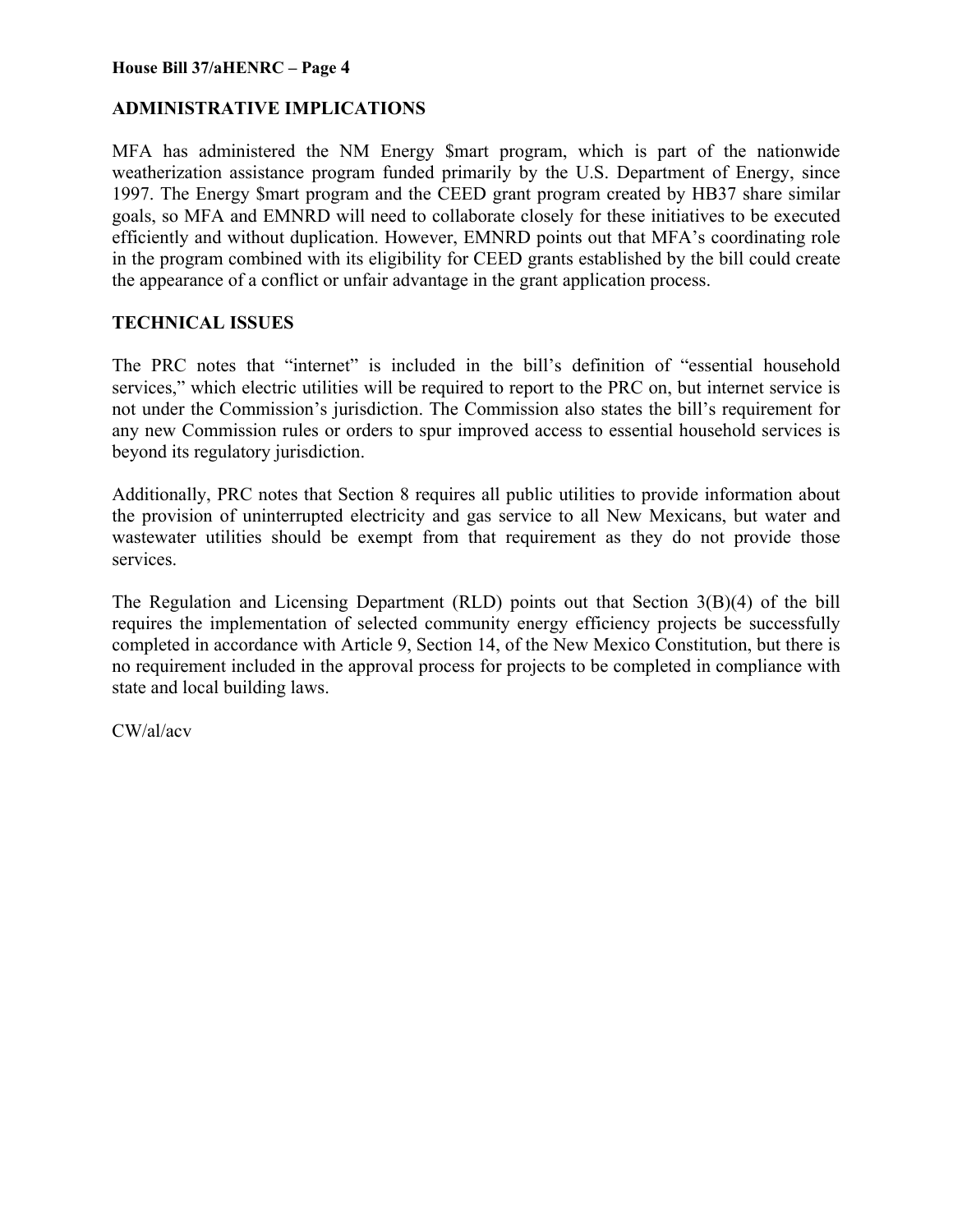**ADMINISTRATIVE IMPLICATIONS**

MFA has administered the NM Energy $mart program, which is part of the nationwide weatherization assistance program funded primarily by the U.S. Department of Energy, since 1997. The Energy $mart program and the CEED grant program created by HB37 share similar goals, so MFA and EMNRD will need to collaborate closely for these initiatives to be executed efficiently and without duplication. However, EMNRD points out that MFA's coordinating role in the program combined with its eligibility for CEED grants established by the bill could create the appearance of a conflict or unfair advantage in the grant application process.

**TECHNICAL ISSUES**

The PRC notes that "internet" is included in the bill's definition of "essential household services," which electric utilities will be required to report to the PRC on, but internet service is not under the Commission's jurisdiction. The Commission also states the bill's requirement for any new Commission rules or orders to spur improved access to essential household services is beyond its regulatory jurisdiction.

Additionally, PRC notes that Section 8 requires all public utilities to provide information about the provision of uninterrupted electricity and gas service to all New Mexicans, but water and wastewater utilities should be exempt from that requirement as they do not provide those services.

The Regulation and Licensing Department (RLD) points out that Section 3(B)(4) of the bill requires the implementation of selected community energy efficiency projects be successfully completed in accordance with Article 9, Section 14, of the New Mexico Constitution, but there is no requirement included in the approval process for projects to be completed in compliance with state and local building laws.

CW/al/acv